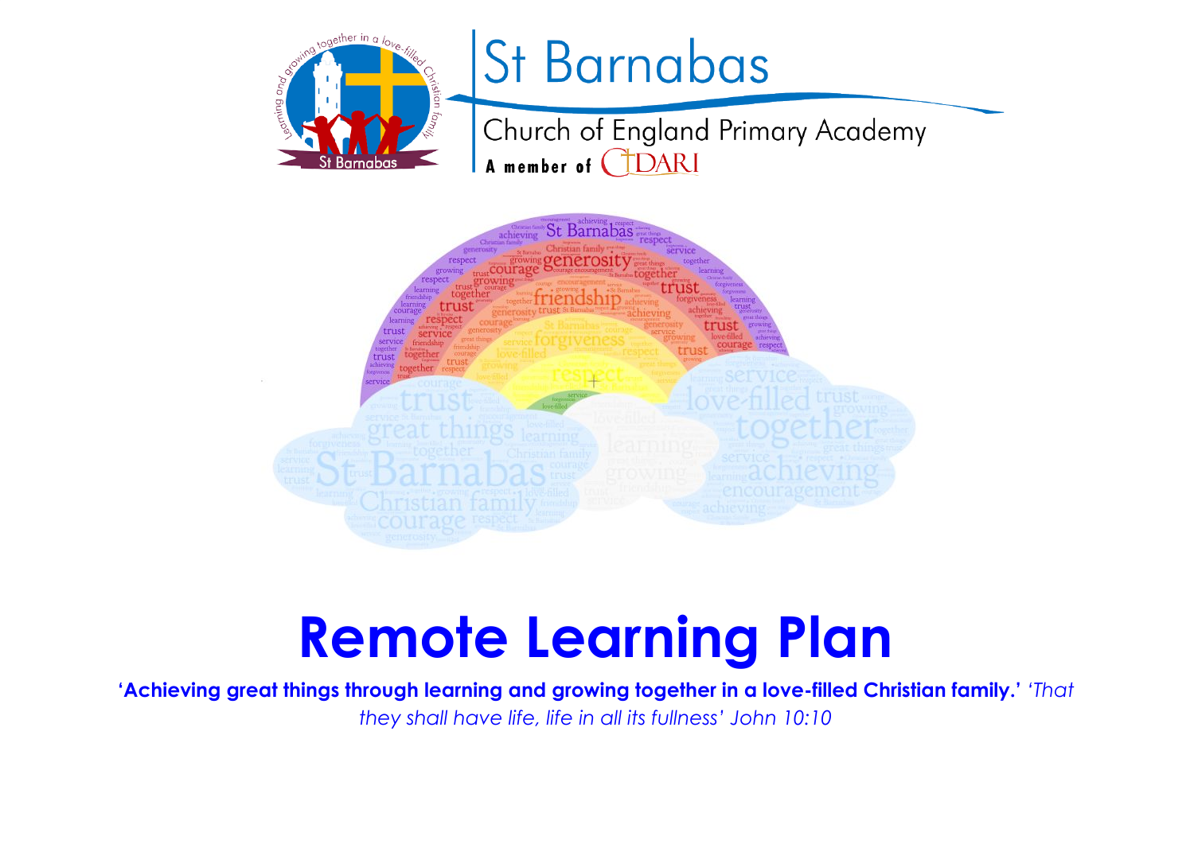# St Barnabas

Church of England Primary Academy

A member of CIDARI

# Remote Learning Plan

**'Achieving great things through learning and growing together in a love-filled Christian family.'** *'That they shall have life, life in all its fullness' John 10:10*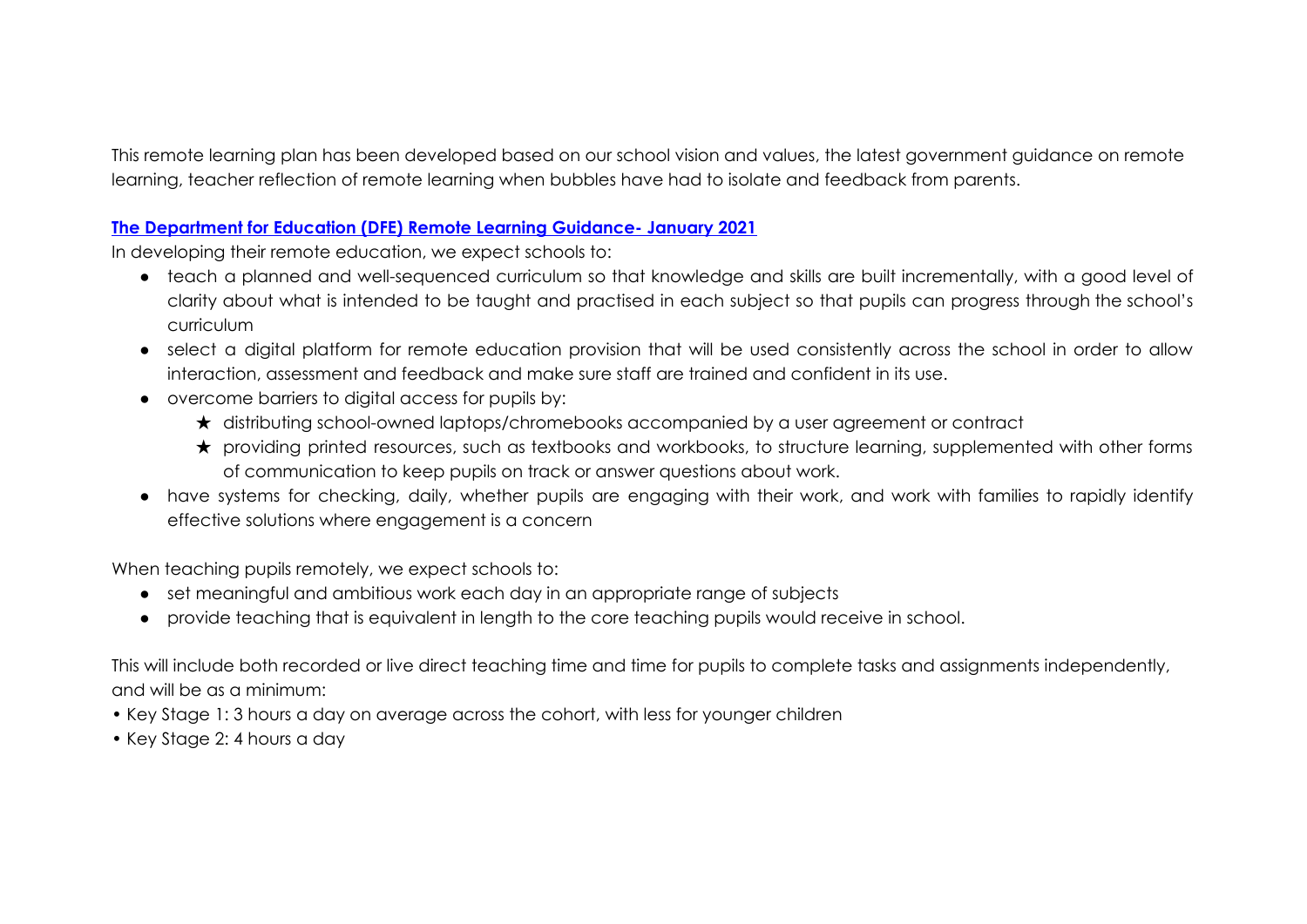This remote learning plan has been developed based on our school vision and values, the latest government guidance on remote learning, teacher reflection of remote learning when bubbles have had to isolate and feedback from parents.

**The Department for Education (DFE) Remote Learning Guidance- January 2021**

In developing their remote education, we expect schools to:

- teach a planned and well-sequenced curriculum so that knowledge and skills are built incrementally, with a good level of clarity about what is intended to be taught and practised in each subject so that pupils can progress through the school's curriculum
- select a digital platform for remote education provision that will be used consistently across the school in order to allow interaction, assessment and feedback and make sure staff are trained and confident in its use.
- overcome barriers to digital access for pupils by:
  - ★ distributing school-owned laptops/chromebooks accompanied by a user agreement or contract
  - ★ providing printed resources, such as textbooks and workbooks, to structure learning, supplemented with other forms of communication to keep pupils on track or answer questions about work.
- have systems for checking, daily, whether pupils are engaging with their work, and work with families to rapidly identify effective solutions where engagement is a concern

When teaching pupils remotely, we expect schools to:

- set meaningful and ambitious work each day in an appropriate range of subjects
- provide teaching that is equivalent in length to the core teaching pupils would receive in school.

This will include both recorded or live direct teaching time and time for pupils to complete tasks and assignments independently, and will be as a minimum:

- Key Stage 1: 3 hours a day on average across the cohort, with less for younger children
- Key Stage 2: 4 hours a day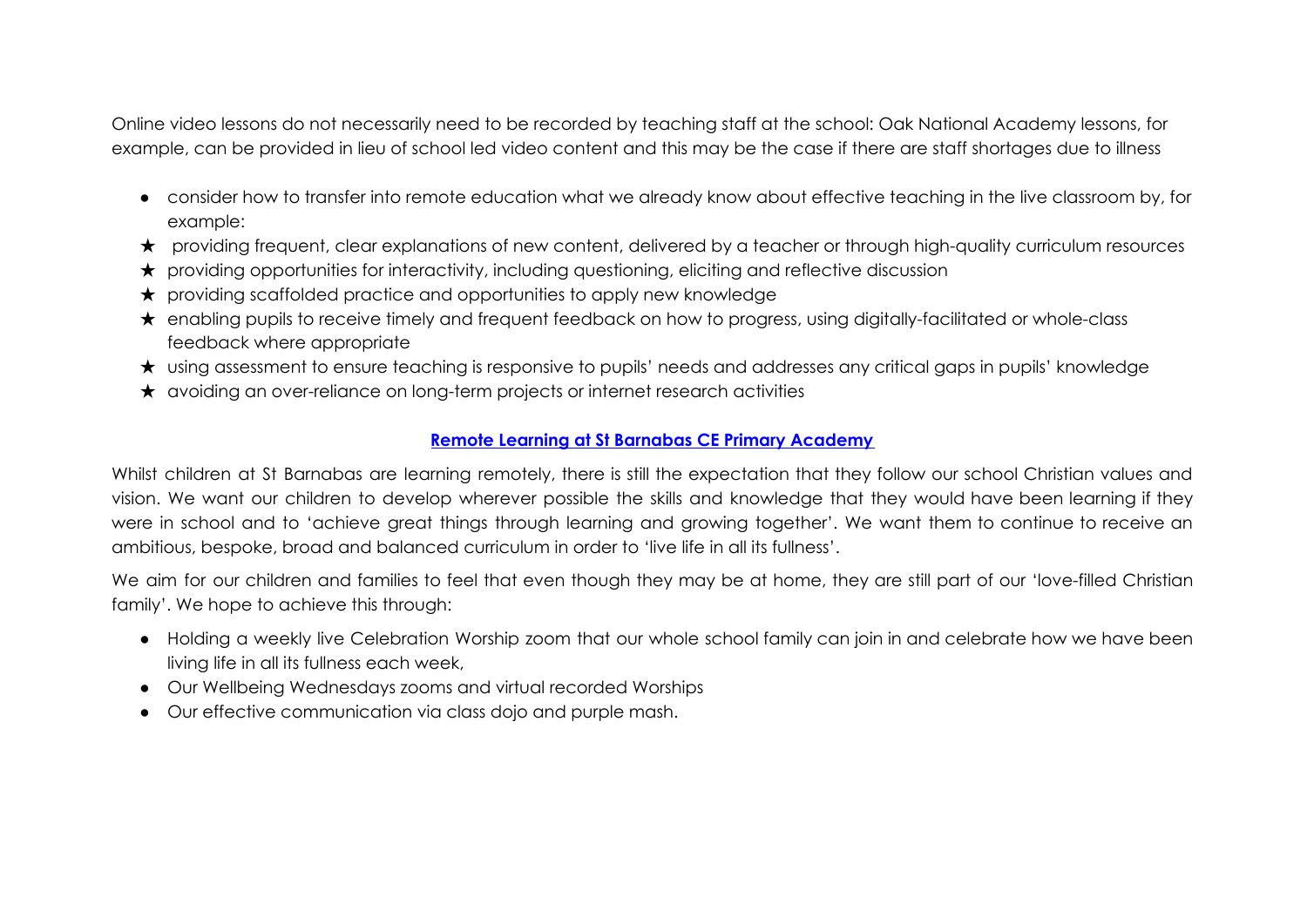Online video lessons do not necessarily need to be recorded by teaching staff at the school: Oak National Academy lessons, for example, can be provided in lieu of school led video content and this may be the case if there are staff shortages due to illness

- consider how to transfer into remote education what we already know about effective teaching in the live classroom by, for example:
  - ★ providing frequent, clear explanations of new content, delivered by a teacher or through high-quality curriculum resources
  - ★ providing opportunities for interactivity, including questioning, eliciting and reflective discussion
  - ★ providing scaffolded practice and opportunities to apply new knowledge
  - ★ enabling pupils to receive timely and frequent feedback on how to progress, using digitally-facilitated or whole-class feedback where appropriate
  - ★ using assessment to ensure teaching is responsive to pupils' needs and addresses any critical gaps in pupils' knowledge
  - ★ avoiding an over-reliance on long-term projects or internet research activities

## **Remote Learning at St Barnabas CE Primary Academy**

Whilst children at St Barnabas are learning remotely, there is still the expectation that they follow our school Christian values and vision. We want our children to develop wherever possible the skills and knowledge that they would have been learning if they were in school and to 'achieve great things through learning and growing together'. We want them to continue to receive an ambitious, bespoke, broad and balanced curriculum in order to 'live life in all its fullness'.

We aim for our children and families to feel that even though they may be at home, they are still part of our 'love-filled Christian family'. We hope to achieve this through:

- Holding a weekly live Celebration Worship zoom that our whole school family can join in and celebrate how we have been living life in all its fullness each week,
- Our Wellbeing Wednesdays zooms and virtual recorded Worships
- Our effective communication via class dojo and purple mash.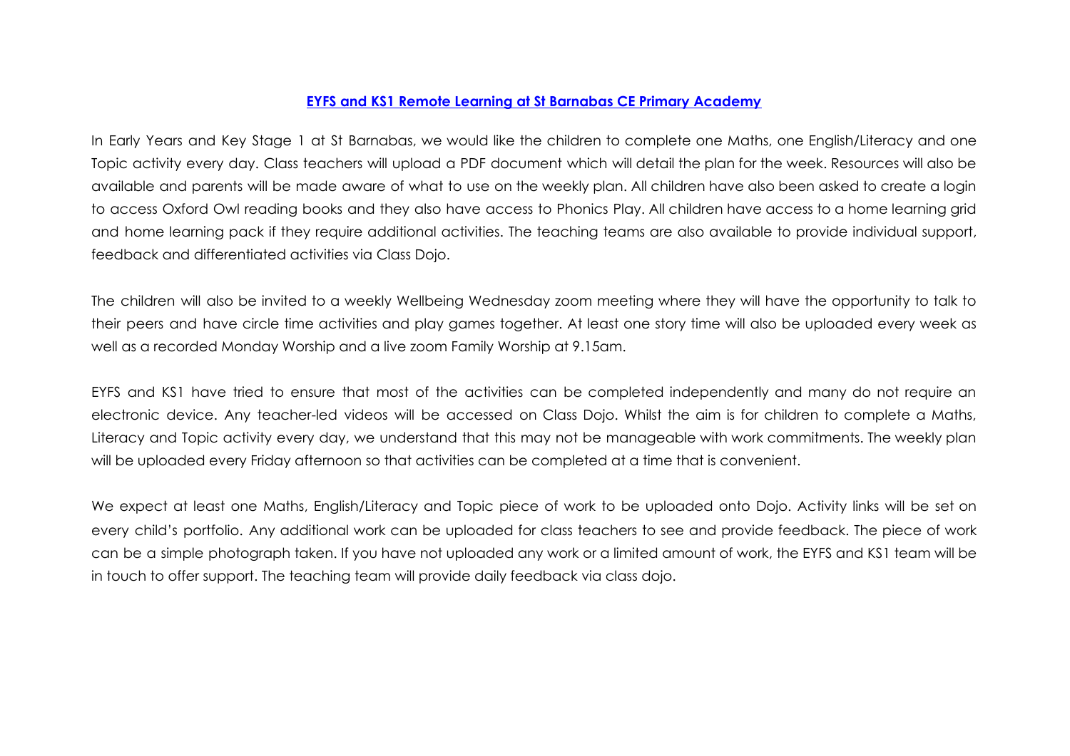## EYFS and KS1 Remote Learning at St Barnabas CE Primary Academy

In Early Years and Key Stage 1 at St Barnabas, we would like the children to complete one Maths, one English/Literacy and one Topic activity every day. Class teachers will upload a PDF document which will detail the plan for the week. Resources will also be available and parents will be made aware of what to use on the weekly plan. All children have also been asked to create a login to access Oxford Owl reading books and they also have access to Phonics Play. All children have access to a home learning grid and home learning pack if they require additional activities. The teaching teams are also available to provide individual support, feedback and differentiated activities via Class Dojo.

The children will also be invited to a weekly Wellbeing Wednesday zoom meeting where they will have the opportunity to talk to their peers and have circle time activities and play games together. At least one story time will also be uploaded every week as well as a recorded Monday Worship and a live zoom Family Worship at 9.15am.

EYFS and KS1 have tried to ensure that most of the activities can be completed independently and many do not require an electronic device. Any teacher-led videos will be accessed on Class Dojo. Whilst the aim is for children to complete a Maths, Literacy and Topic activity every day, we understand that this may not be manageable with work commitments. The weekly plan will be uploaded every Friday afternoon so that activities can be completed at a time that is convenient.

We expect at least one Maths, English/Literacy and Topic piece of work to be uploaded onto Dojo. Activity links will be set on every child's portfolio. Any additional work can be uploaded for class teachers to see and provide feedback. The piece of work can be a simple photograph taken. If you have not uploaded any work or a limited amount of work, the EYFS and KS1 team will be in touch to offer support. The teaching team will provide daily feedback via class dojo.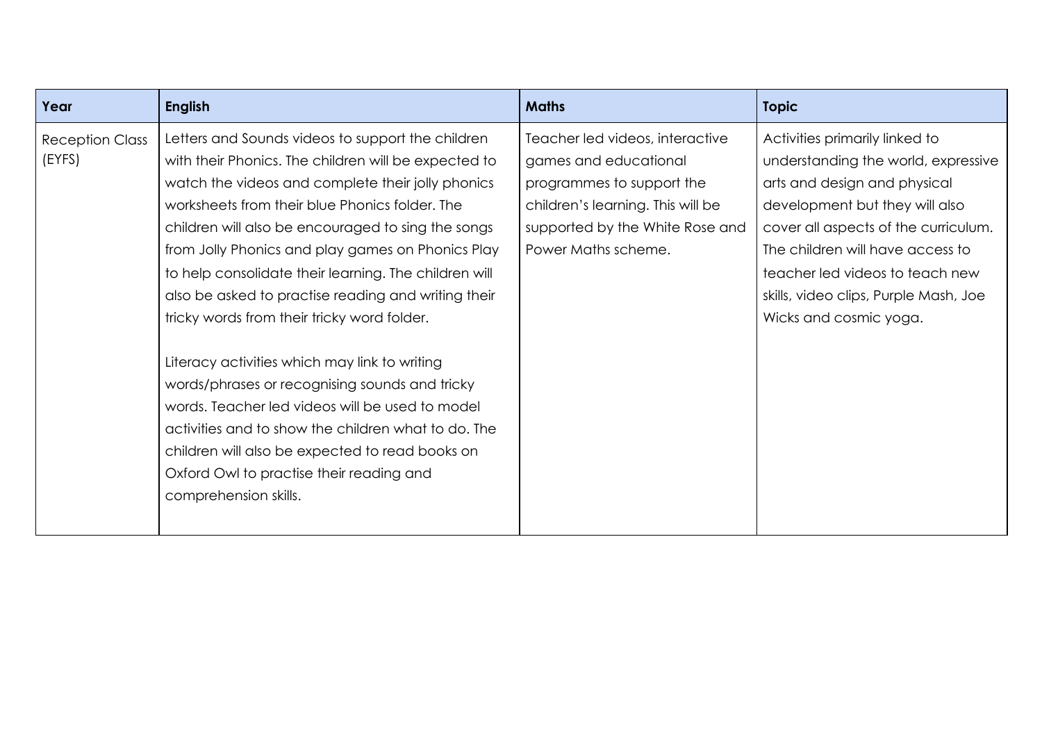| Year | English | Maths | Topic |
| --- | --- | --- | --- |
| Reception Class (EYFS) | Letters and Sounds videos to support the children with their Phonics. The children will be expected to watch the videos and complete their jolly phonics worksheets from their blue Phonics folder. The children will also be encouraged to sing the songs from Jolly Phonics and play games on Phonics Play to help consolidate their learning. The children will also be asked to practise reading and writing their tricky words from their tricky word folder.<br><br>Literacy activities which may link to writing words/phrases or recognising sounds and tricky words. Teacher led videos will be used to model activities and to show the children what to do. The children will also be expected to read books on Oxford Owl to practise their reading and comprehension skills. | Teacher led videos, interactive games and educational programmes to support the children's learning. This will be supported by the White Rose and Power Maths scheme. | Activities primarily linked to understanding the world, expressive arts and design and physical development but they will also cover all aspects of the curriculum. The children will have access to teacher led videos to teach new skills, video clips, Purple Mash, Joe Wicks and cosmic yoga. |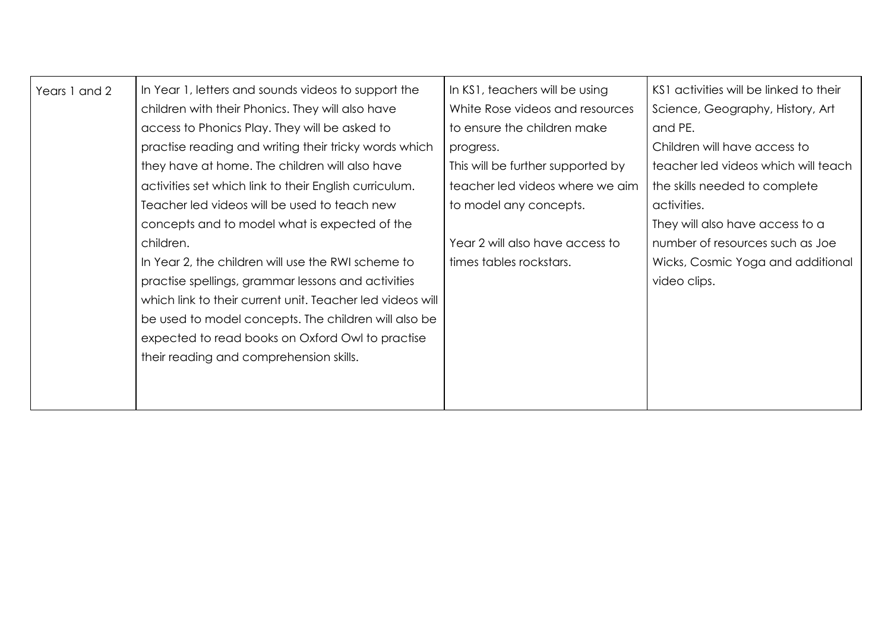| Years 1 and 2 | In Year 1, letters and sounds videos to support the children with their Phonics. They will also have access to Phonics Play. They will be asked to practise reading and writing their tricky words which they have at home. The children will also have activities set which link to their English curriculum. Teacher led videos will be used to teach new concepts and to model what is expected of the children.<br>In Year 2, the children will use the RWI scheme to practise spellings, grammar lessons and activities which link to their current unit. Teacher led videos will be used to model concepts. The children will also be expected to read books on Oxford Owl to practise their reading and comprehension skills. | In KS1, teachers will be using White Rose videos and resources to ensure the children make progress.<br>This will be further supported by teacher led videos where we aim to model any concepts.<br><br>Year 2 will also have access to times tables rockstars. | KS1 activities will be linked to their Science, Geography, History, Art and PE.<br>Children will have access to teacher led videos which will teach the skills needed to complete activities.<br>They will also have access to a number of resources such as Joe Wicks, Cosmic Yoga and additional video clips. |
|---|---|---|---|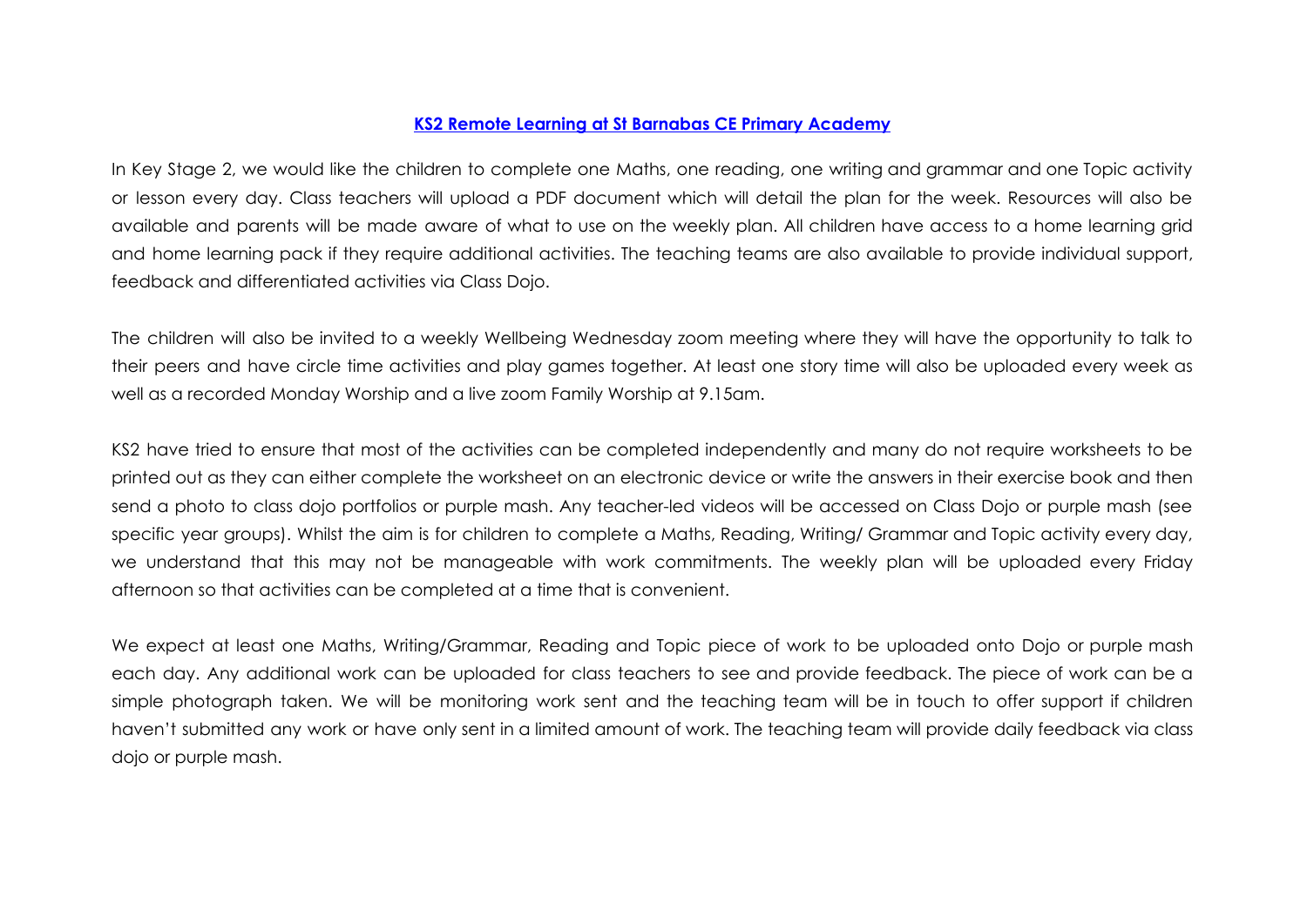## KS2 Remote Learning at St Barnabas CE Primary Academy

In Key Stage 2, we would like the children to complete one Maths, one reading, one writing and grammar and one Topic activity or lesson every day. Class teachers will upload a PDF document which will detail the plan for the week. Resources will also be available and parents will be made aware of what to use on the weekly plan. All children have access to a home learning grid and home learning pack if they require additional activities. The teaching teams are also available to provide individual support, feedback and differentiated activities via Class Dojo.

The children will also be invited to a weekly Wellbeing Wednesday zoom meeting where they will have the opportunity to talk to their peers and have circle time activities and play games together. At least one story time will also be uploaded every week as well as a recorded Monday Worship and a live zoom Family Worship at 9.15am.

KS2 have tried to ensure that most of the activities can be completed independently and many do not require worksheets to be printed out as they can either complete the worksheet on an electronic device or write the answers in their exercise book and then send a photo to class dojo portfolios or purple mash. Any teacher-led videos will be accessed on Class Dojo or purple mash (see specific year groups). Whilst the aim is for children to complete a Maths, Reading, Writing/ Grammar and Topic activity every day, we understand that this may not be manageable with work commitments. The weekly plan will be uploaded every Friday afternoon so that activities can be completed at a time that is convenient.

We expect at least one Maths, Writing/Grammar, Reading and Topic piece of work to be uploaded onto Dojo or purple mash each day. Any additional work can be uploaded for class teachers to see and provide feedback. The piece of work can be a simple photograph taken. We will be monitoring work sent and the teaching team will be in touch to offer support if children haven't submitted any work or have only sent in a limited amount of work. The teaching team will provide daily feedback via class dojo or purple mash.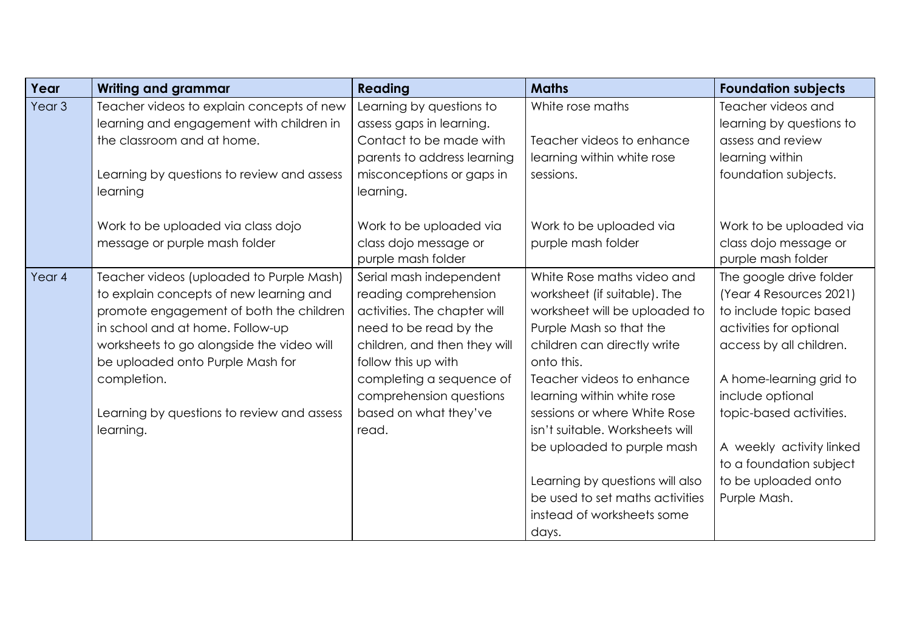| Year | Writing and grammar | Reading | Maths | Foundation subjects |
|---|---|---|---|---|
| Year 3 | Teacher videos to explain concepts of new learning and engagement with children in the classroom and at home.<br><br>Learning by questions to review and assess learning<br><br>Work to be uploaded via class dojo message or purple mash folder | Learning by questions to assess gaps in learning. Contact to be made with parents to address learning misconceptions or gaps in learning.<br><br>Work to be uploaded via class dojo message or purple mash folder | White rose maths<br><br>Teacher videos to enhance learning within white rose sessions.<br><br>Work to be uploaded via purple mash folder | Teacher videos and learning by questions to assess and review learning within foundation subjects.<br><br>Work to be uploaded via class dojo message or purple mash folder |
| Year 4 | Teacher videos (uploaded to Purple Mash) to explain concepts of new learning and promote engagement of both the children in school and at home. Follow-up worksheets to go alongside the video will be uploaded onto Purple Mash for completion.<br><br>Learning by questions to review and assess learning. | Serial mash independent reading comprehension activities. The chapter will need to be read by the children, and then they will follow this up with completing a sequence of comprehension questions based on what they've read. | White Rose maths video and worksheet (if suitable). The worksheet will be uploaded to Purple Mash so that the children can directly write onto this.<br>Teacher videos to enhance learning within white rose sessions or where White Rose isn't suitable. Worksheets will be uploaded to purple mash<br><br>Learning by questions will also be used to set maths activities instead of worksheets some days. | The google drive folder (Year 4 Resources 2021) to include topic based activities for optional access by all children.<br><br>A home-learning grid to include optional topic-based activities.<br><br>A weekly activity linked to a foundation subject to be uploaded onto Purple Mash. |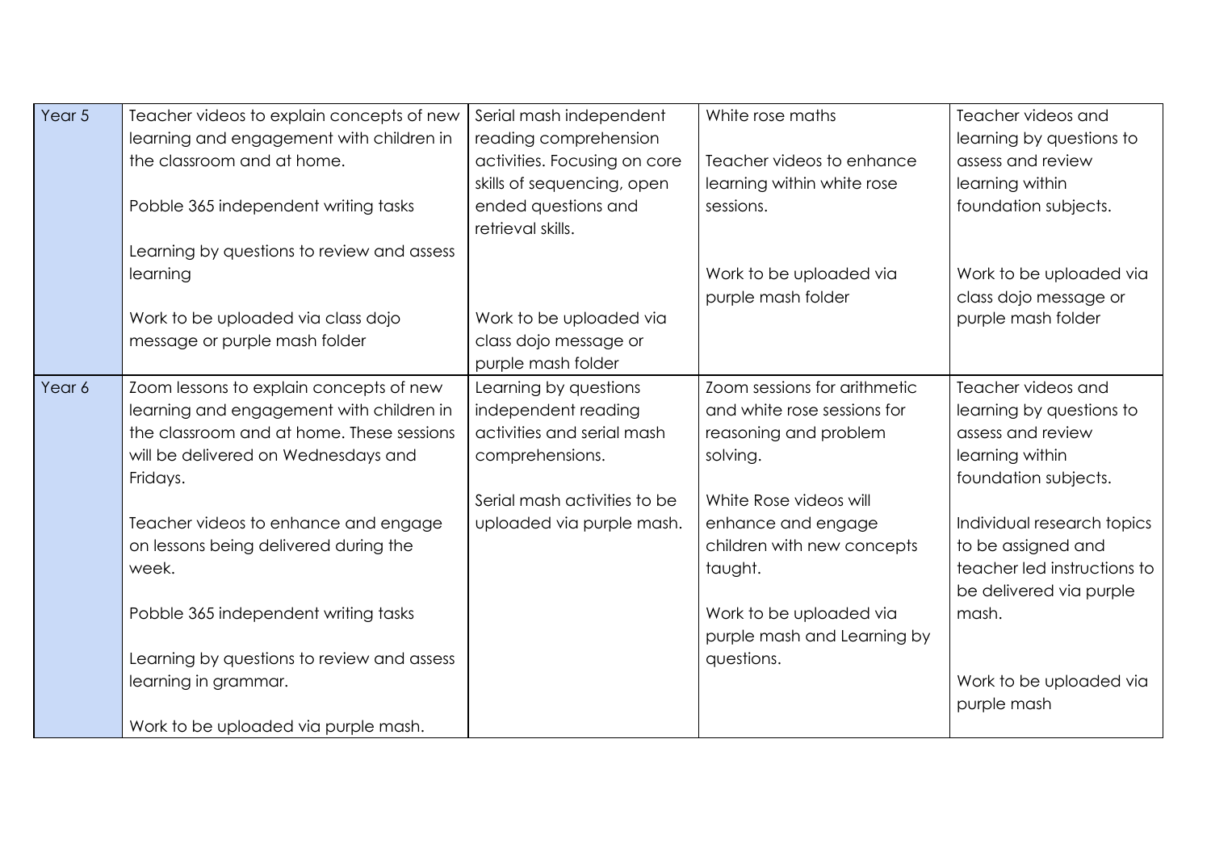| | | | | |
|---|---|---|---|---|
| Year 5 | Teacher videos to explain concepts of new learning and engagement with children in the classroom and at home.<br><br>Pobble 365 independent writing tasks<br><br>Learning by questions to review and assess learning<br><br>Work to be uploaded via class dojo message or purple mash folder | Serial mash independent reading comprehension activities. Focusing on core skills of sequencing, open ended questions and retrieval skills.<br><br>Work to be uploaded via class dojo message or purple mash folder | White rose maths<br><br>Teacher videos to enhance learning within white rose sessions.<br><br>Work to be uploaded via purple mash folder | Teacher videos and learning by questions to assess and review learning within foundation subjects.<br><br>Work to be uploaded via class dojo message or purple mash folder |
| Year 6 | Zoom lessons to explain concepts of new learning and engagement with children in the classroom and at home. These sessions will be delivered on Wednesdays and Fridays.<br><br>Teacher videos to enhance and engage on lessons being delivered during the week.<br><br>Pobble 365 independent writing tasks<br><br>Learning by questions to review and assess learning in grammar.<br><br>Work to be uploaded via purple mash. | Learning by questions independent reading activities and serial mash comprehensions.<br><br>Serial mash activities to be uploaded via purple mash. | Zoom sessions for arithmetic and white rose sessions for reasoning and problem solving.<br><br>White Rose videos will enhance and engage children with new concepts taught.<br><br>Work to be uploaded via purple mash and Learning by questions. | Teacher videos and learning by questions to assess and review learning within foundation subjects.<br><br>Individual research topics to be assigned and teacher led instructions to be delivered via purple mash.<br><br>Work to be uploaded via purple mash |